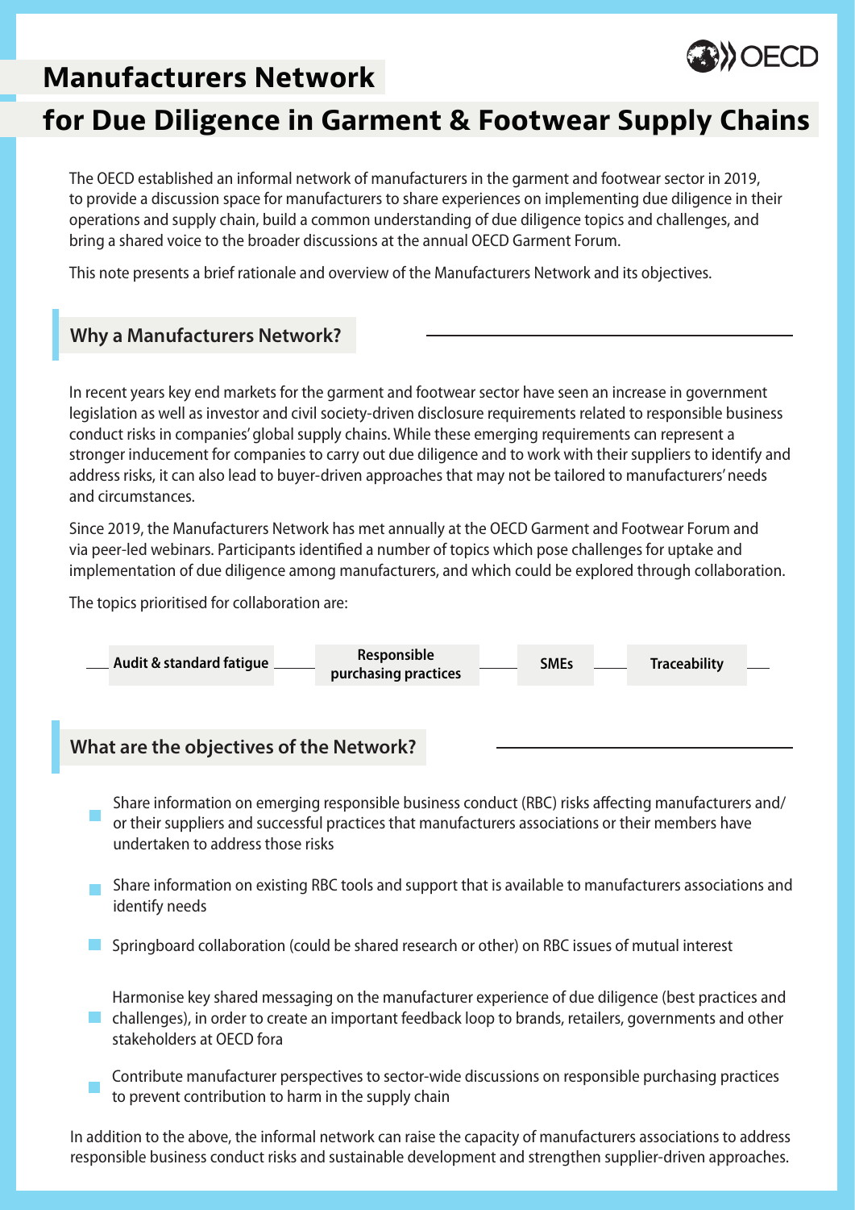# Manufacturers Network for Due Diligence in Garment & Footwear Supply Chains

The OECD established an informal network of manufacturers in the garment and footwear sector in 2019, to provide a discussion space for manufacturers to share experiences on implementing due diligence in their operations and supply chain, build a common understanding of due diligence topics and challenges, and bring a shared voice to the broader discussions at the annual OECD Garment Forum.

This note presents a brief rationale and overview of the Manufacturers Network and its objectives.

## Why a Manufacturers Network?

In recent years key end markets for the garment and footwear sector have seen an increase in government legislation as well as investor and civil society-driven disclosure requirements related to responsible business conduct risks in companies' global supply chains. While these emerging requirements can represent a stronger inducement for companies to carry out due diligence and to work with their suppliers to identify and address risks, it can also lead to buyer-driven approaches that may not be tailored to manufacturers' needs and circumstances.

Since 2019, the Manufacturers Network has met annually at the OECD Garment and Footwear Forum and via peer-led webinars. Participants identified a number of topics which pose challenges for uptake and implementation of due diligence among manufacturers, and which could be explored through collaboration.

The topics prioritised for collaboration are:

- **Audit & standard fatigue**
- **Responsible purchasing practices**
- **SMEs**
- **Traceability**

## What are the objectives of the Network?

- Share information on emerging responsible business conduct (RBC) risks affecting manufacturers and/or their suppliers and successful practices that manufacturers associations or their members have undertaken to address those risks
- Share information on existing RBC tools and support that is available to manufacturers associations and identify needs
- Springboard collaboration (could be shared research or other) on RBC issues of mutual interest
- Harmonise key shared messaging on the manufacturer experience of due diligence (best practices and challenges), in order to create an important feedback loop to brands, retailers, governments and other stakeholders at OECD fora
- Contribute manufacturer perspectives to sector-wide discussions on responsible purchasing practices to prevent contribution to harm in the supply chain

In addition to the above, the informal network can raise the capacity of manufacturers associations to address responsible business conduct risks and sustainable development and strengthen supplier-driven approaches.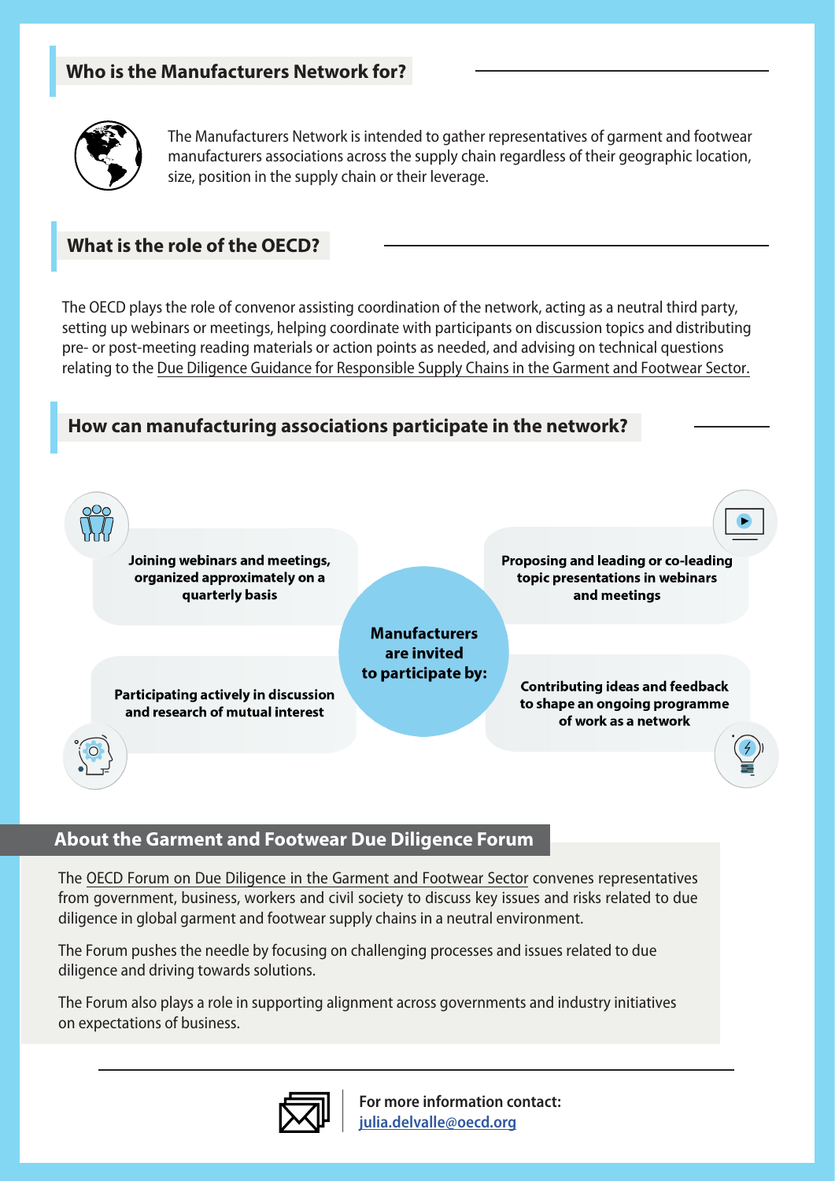## Who is the Manufacturers Network for?

The Manufacturers Network is intended to gather representatives of garment and footwear manufacturers associations across the supply chain regardless of their geographic location, size, position in the supply chain or their leverage.

## What is the role of the OECD?

The OECD plays the role of convenor assisting coordination of the network, acting as a neutral third party, setting up webinars or meetings, helping coordinate with participants on discussion topics and distributing pre- or post-meeting reading materials or action points as needed, and advising on technical questions relating to the Due Diligence Guidance for Responsible Supply Chains in the Garment and Footwear Sector.

## How can manufacturing associations participate in the network?

**Manufacturers are invited to participate by:**

- **Joining webinars and meetings, organized approximately on a quarterly basis**
- **Proposing and leading or co-leading topic presentations in webinars and meetings**
- **Participating actively in discussion and research of mutual interest**
- **Contributing ideas and feedback to shape an ongoing programme of work as a network**

## About the Garment and Footwear Due Diligence Forum

The OECD Forum on Due Diligence in the Garment and Footwear Sector convenes representatives from government, business, workers and civil society to discuss key issues and risks related to due diligence in global garment and footwear supply chains in a neutral environment.

The Forum pushes the needle by focusing on challenging processes and issues related to due diligence and driving towards solutions.

The Forum also plays a role in supporting alignment across governments and industry initiatives on expectations of business.

**For more information contact:**
julia.delvalle@oecd.org